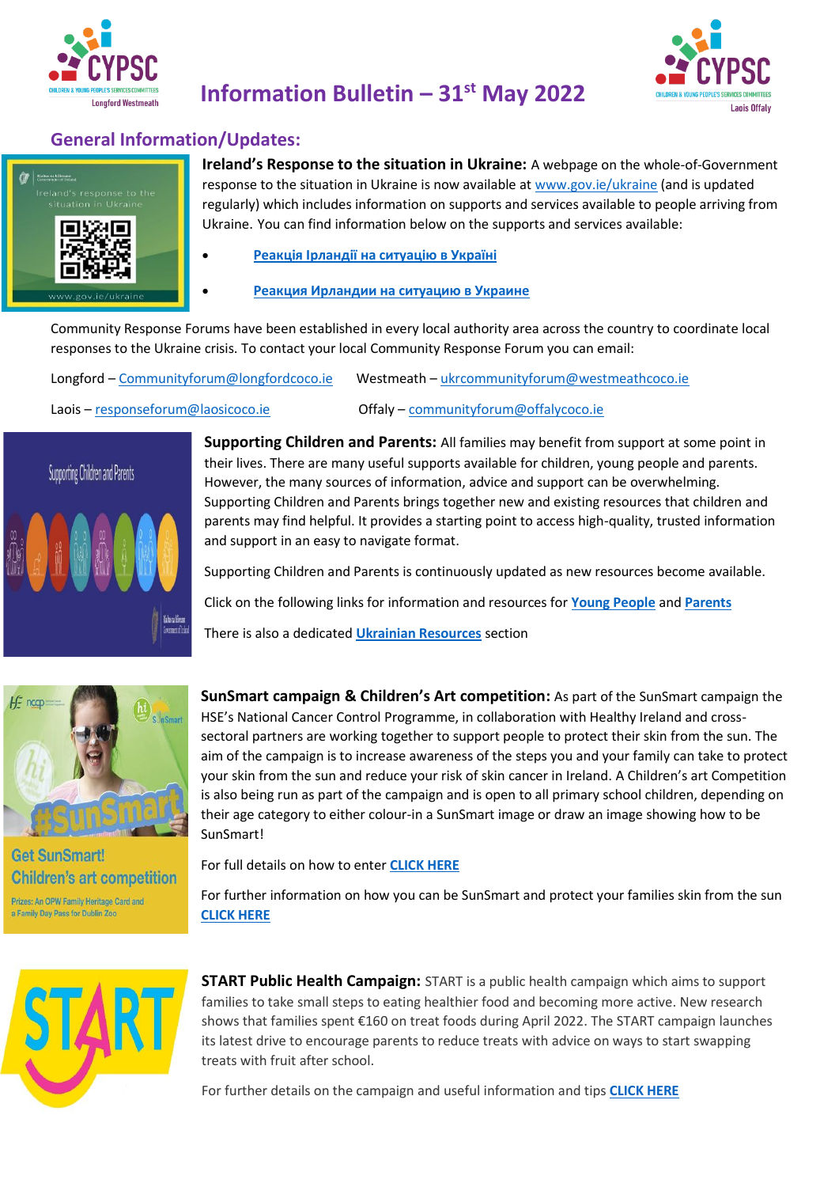# Information Bulletin – 31st May 2022

## General Information/Updates:

**Ireland's Response to the situation in Ukraine:** A webpage on the whole-of-Government response to the situation in Ukraine is now available at www.gov.ie/ukraine (and is updated regularly) which includes information on supports and services available to people arriving from Ukraine. You can find information below on the supports and services available:

- **Реакція Ірландії на ситуацію в Україні**
- **Реакция Ирландии на ситуацию в Украине**

Community Response Forums have been established in every local authority area across the country to coordinate local responses to the Ukraine crisis. To contact your local Community Response Forum you can email:

Longford – Communityforum@longfordcoco.ie  Westmeath – ukrcommunityforum@westmeathcoco.ie

Laois – responseforum@laoiscoco.ie  Offaly – communityforum@offalycoco.ie

**Supporting Children and Parents:** All families may benefit from support at some point in their lives. There are many useful supports available for children, young people and parents. However, the many sources of information, advice and support can be overwhelming. Supporting Children and Parents brings together new and existing resources that children and parents may find helpful. It provides a starting point to access high-quality, trusted information and support in an easy to navigate format.

Supporting Children and Parents is continuously updated as new resources become available.

Click on the following links for information and resources for **Young People** and **Parents**

There is also a dedicated **Ukrainian Resources** section

**SunSmart campaign & Children's Art competition:** As part of the SunSmart campaign the HSE's National Cancer Control Programme, in collaboration with Healthy Ireland and cross-sectoral partners are working together to support people to protect their skin from the sun. The aim of the campaign is to increase awareness of the steps you and your family can take to protect your skin from the sun and reduce your risk of skin cancer in Ireland. A Children's art Competition is also being run as part of the campaign and is open to all primary school children, depending on their age category to either colour-in a SunSmart image or draw an image showing how to be SunSmart!

For full details on how to enter **CLICK HERE**

For further information on how you can be SunSmart and protect your families skin from the sun **CLICK HERE**

**START Public Health Campaign:** START is a public health campaign which aims to support families to take small steps to eating healthier food and becoming more active. New research shows that families spent €160 on treat foods during April 2022. The START campaign launches its latest drive to encourage parents to reduce treats with advice on ways to start swapping treats with fruit after school.

For further details on the campaign and useful information and tips **CLICK HERE**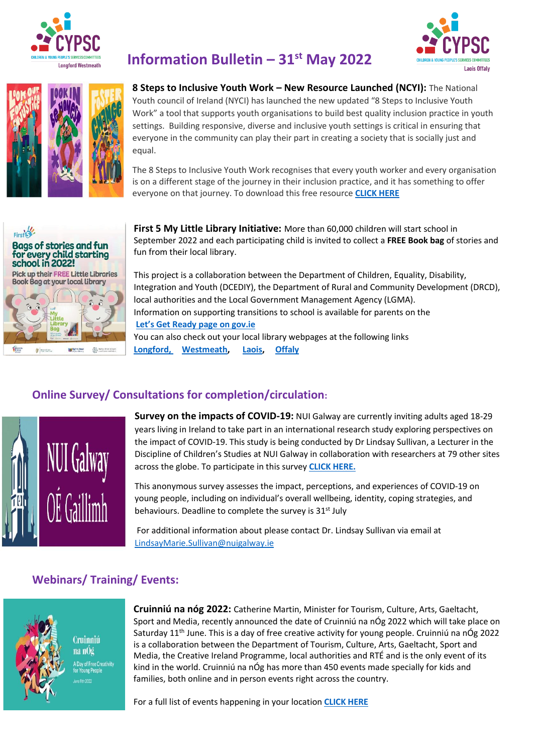# Information Bulletin – 31st May 2022

**8 Steps to Inclusive Youth Work – New Resource Launched (NCYI):** The National Youth council of Ireland (NYCI) has launched the new updated "8 Steps to Inclusive Youth Work" a tool that supports youth organisations to build best quality inclusion practice in youth settings. Building responsive, diverse and inclusive youth settings is critical in ensuring that everyone in the community can play their part in creating a society that is socially just and equal.

The 8 Steps to Inclusive Youth Work recognises that every youth worker and every organisation is on a different stage of the journey in their inclusion practice, and it has something to offer everyone on that journey. To download this free resource **CLICK HERE**

**First 5 My Little Library Initiative:** More than 60,000 children will start school in September 2022 and each participating child is invited to collect a **FREE Book bag** of stories and fun from their local library.

This project is a collaboration between the Department of Children, Equality, Disability, Integration and Youth (DCEDIY), the Department of Rural and Community Development (DRCD), local authorities and the Local Government Management Agency (LGMA).
Information on supporting transitions to school is available for parents on the
**Let's Get Ready page on gov.ie**
You can also check out your local library webpages at the following links
**Longford**, **Westmeath**, **Laois**, **Offaly**

## Online Survey/ Consultations for completion/circulation:

**Survey on the impacts of COVID-19:** NUI Galway are currently inviting adults aged 18-29 years living in Ireland to take part in an international research study exploring perspectives on the impact of COVID-19. This study is being conducted by Dr Lindsay Sullivan, a Lecturer in the Discipline of Children's Studies at NUI Galway in collaboration with researchers at 79 other sites across the globe. To participate in this survey **CLICK HERE.**

This anonymous survey assesses the impact, perceptions, and experiences of COVID-19 on young people, including on individual's overall wellbeing, identity, coping strategies, and behaviours. Deadline to complete the survey is 31st July

For additional information about please contact Dr. Lindsay Sullivan via email at LindsayMarie.Sullivan@nuigalway.ie

## Webinars/ Training/ Events:

**Cruinniú na nóg 2022:** Catherine Martin, Minister for Tourism, Culture, Arts, Gaeltacht, Sport and Media, recently announced the date of Cruinniú na nÓg 2022 which will take place on Saturday 11th June. This is a day of free creative activity for young people. Cruinniú na nÓg 2022 is a collaboration between the Department of Tourism, Culture, Arts, Gaeltacht, Sport and Media, the Creative Ireland Programme, local authorities and RTÉ and is the only event of its kind in the world. Cruinniú na nÓg has more than 450 events made specially for kids and families, both online and in person events right across the country.

For a full list of events happening in your location **CLICK HERE**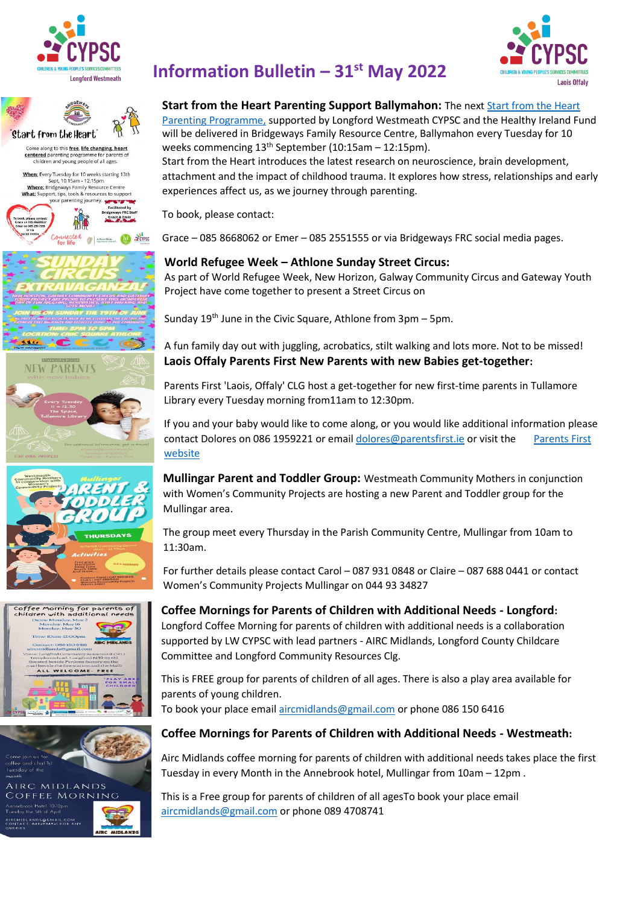# Information Bulletin – 31st May 2022

**Start from the Heart Parenting Support Ballymahon:** The next Start from the Heart Parenting Programme, supported by Longford Westmeath CYPSC and the Healthy Ireland Fund will be delivered in Bridgeways Family Resource Centre, Ballymahon every Tuesday for 10 weeks commencing 13th September (10:15am – 12:15pm).

Start from the Heart introduces the latest research on neuroscience, brain development, attachment and the impact of childhood trauma. It explores how stress, relationships and early experiences affect us, as we journey through parenting.

To book, please contact:

Grace – 085 8668062 or Emer – 085 2551555 or via Bridgeways FRC social media pages.

**World Refugee Week – Athlone Sunday Street Circus:**

As part of World Refugee Week, New Horizon, Galway Community Circus and Gateway Youth Project have come together to present a Street Circus on

Sunday 19th June in the Civic Square, Athlone from 3pm – 5pm.

A fun family day out with juggling, acrobatics, stilt walking and lots more. Not to be missed!

**Laois Offaly Parents First New Parents with new Babies get-together:**

Parents First 'Laois, Offaly' CLG host a get-together for new first-time parents in Tullamore Library every Tuesday morning from11am to 12:30pm.

If you and your baby would like to come along, or you would like additional information please contact Dolores on 086 1959221 or email dolores@parentsfirst.ie or visit the Parents First website

**Mullingar Parent and Toddler Group:** Westmeath Community Mothers in conjunction with Women's Community Projects are hosting a new Parent and Toddler group for the Mullingar area.

The group meet every Thursday in the Parish Community Centre, Mullingar from 10am to 11:30am.

For further details please contact Carol – 087 931 0848 or Claire – 087 688 0441 or contact Women's Community Projects Mullingar on 044 93 34827

**Coffee Mornings for Parents of Children with Additional Needs - Longford:**

Longford Coffee Morning for parents of children with additional needs is a collaboration supported by LW CYPSC with lead partners - AIRC Midlands, Longford County Childcare Committee and Longford Community Resources Clg.

This is FREE group for parents of children of all ages. There is also a play area available for parents of young children.

To book your place email aircmidlands@gmail.com or phone 086 150 6416

**Coffee Mornings for Parents of Children with Additional Needs - Westmeath:**

Airc Midlands coffee morning for parents of children with additional needs takes place the first Tuesday in every Month in the Annebrook hotel, Mullingar from 10am – 12pm .

This is a Free group for parents of children of all agesTo book your place email aircmidlands@gmail.com or phone 089 4708741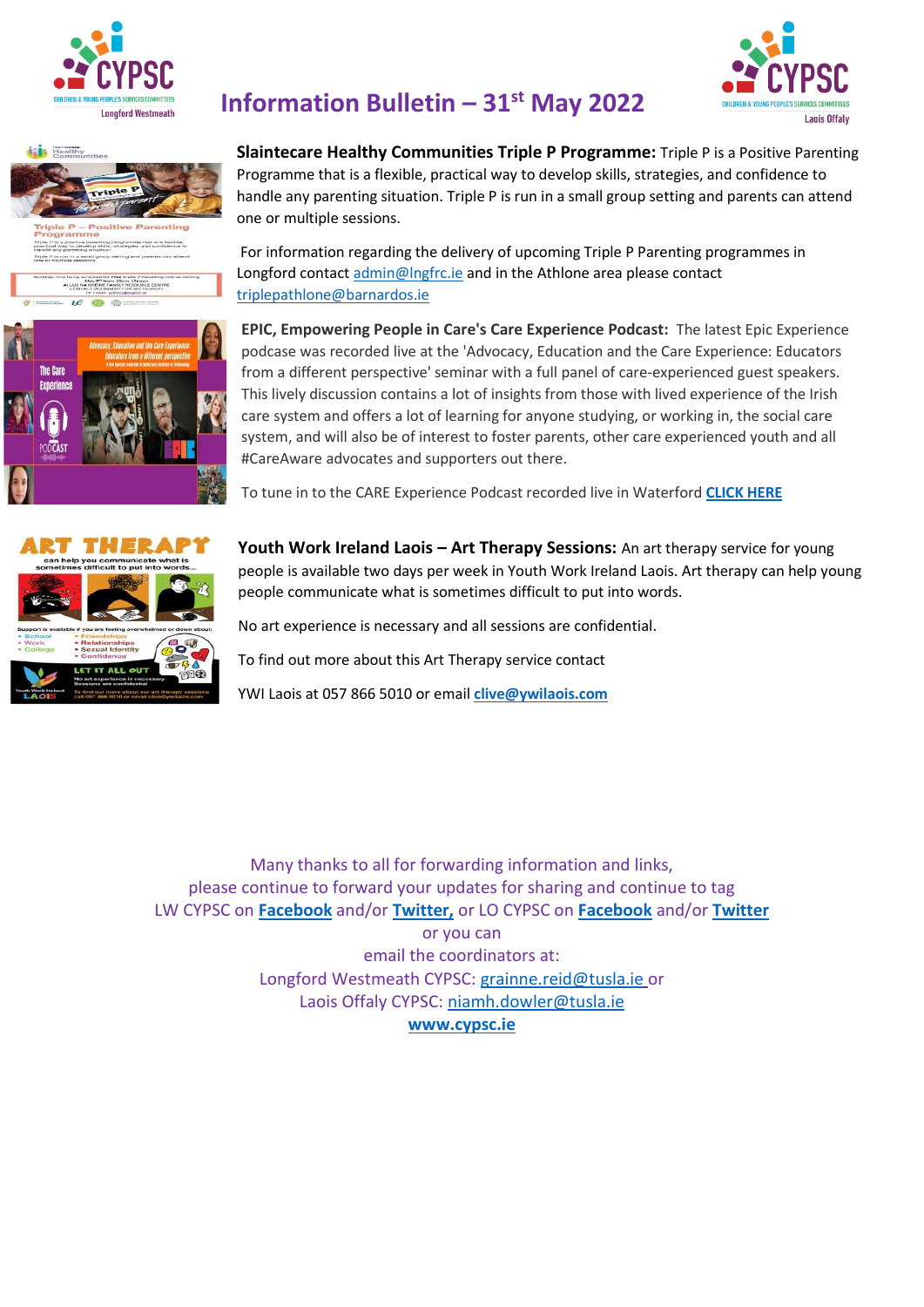# Information Bulletin – 31st May 2022

**Slaintecare Healthy Communities Triple P Programme:** Triple P is a Positive Parenting Programme that is a flexible, practical way to develop skills, strategies, and confidence to handle any parenting situation. Triple P is run in a small group setting and parents can attend one or multiple sessions.

For information regarding the delivery of upcoming Triple P Parenting programmes in Longford contact admin@lngfrc.ie and in the Athlone area please contact triplepathlone@barnardos.ie

**EPIC, Empowering People in Care's Care Experience Podcast:** The latest Epic Experience podcase was recorded live at the 'Advocacy, Education and the Care Experience: Educators from a different perspective' seminar with a full panel of care-experienced guest speakers. This lively discussion contains a lot of insights from those with lived experience of the Irish care system and offers a lot of learning for anyone studying, or working in, the social care system, and will also be of interest to foster parents, other care experienced youth and all #CareAware advocates and supporters out there.

To tune in to the CARE Experience Podcast recorded live in Waterford **CLICK HERE**

**Youth Work Ireland Laois – Art Therapy Sessions:** An art therapy service for young people is available two days per week in Youth Work Ireland Laois. Art therapy can help young people communicate what is sometimes difficult to put into words.

No art experience is necessary and all sessions are confidential.

To find out more about this Art Therapy service contact

YWI Laois at 057 866 5010 or email **clive@ywilaois.com**

Many thanks to all for forwarding information and links,
please continue to forward your updates for sharing and continue to tag
LW CYPSC on **Facebook** and/or **Twitter,** or LO CYPSC on **Facebook** and/or **Twitter**
or you can
email the coordinators at:
Longford Westmeath CYPSC: grainne.reid@tusla.ie or
Laois Offaly CYPSC: niamh.dowler@tusla.ie
**www.cypsc.ie**